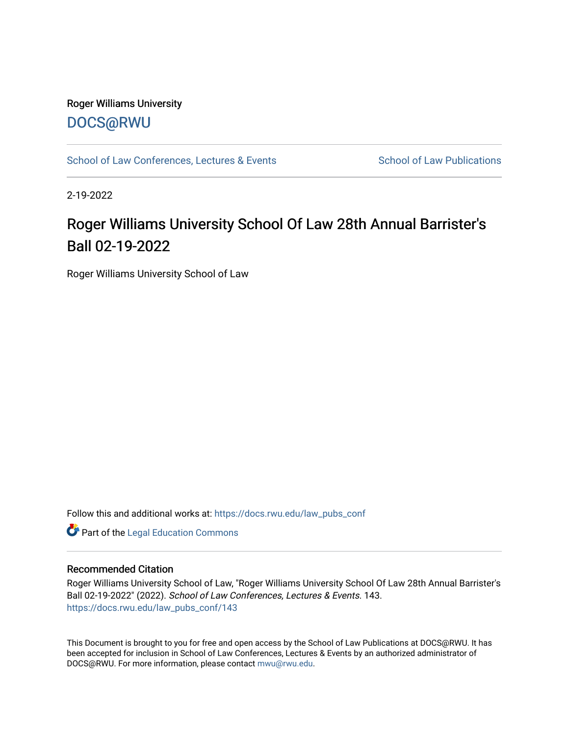Roger Williams University

DOCS@RWU

School of Law Conferences, Lectures & Events | School of Law Publications

2-19-2022

# Roger Williams University School Of Law 28th Annual Barrister's Ball 02-19-2022

Roger Williams University School of Law

Follow this and additional works at: https://docs.rwu.edu/law_pubs_conf

Part of the Legal Education Commons

## Recommended Citation

Roger Williams University School of Law, "Roger Williams University School Of Law 28th Annual Barrister's Ball 02-19-2022" (2022). *School of Law Conferences, Lectures & Events*. 143.
https://docs.rwu.edu/law_pubs_conf/143

This Document is brought to you for free and open access by the School of Law Publications at DOCS@RWU. It has been accepted for inclusion in School of Law Conferences, Lectures & Events by an authorized administrator of DOCS@RWU. For more information, please contact mwu@rwu.edu.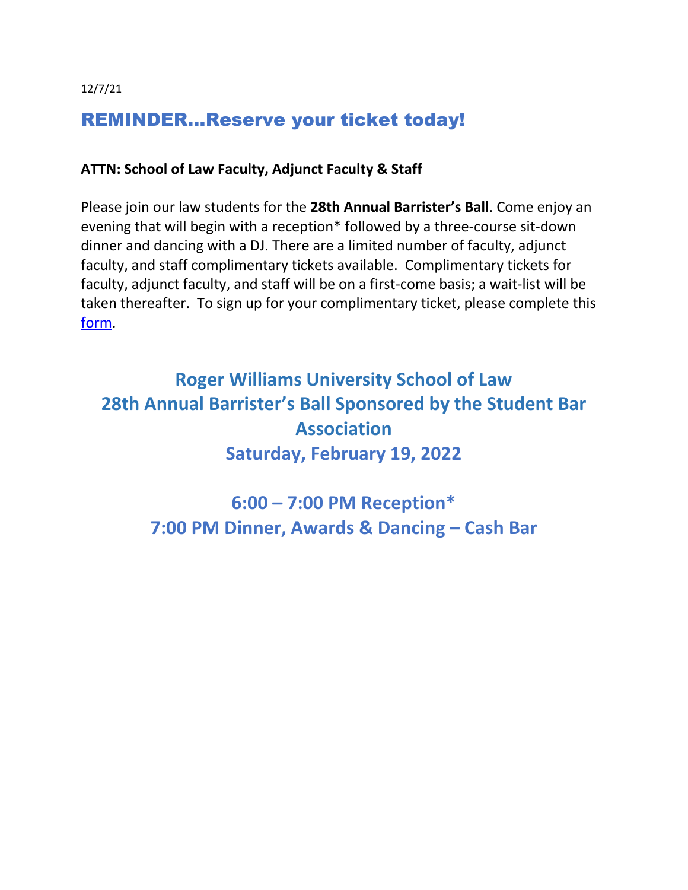12/7/21

## REMINDER…Reserve your ticket today!

**ATTN: School of Law Faculty, Adjunct Faculty & Staff**

Please join our law students for the **28th Annual Barrister's Ball**. Come enjoy an evening that will begin with a reception* followed by a three-course sit-down dinner and dancing with a DJ. There are a limited number of faculty, adjunct faculty, and staff complimentary tickets available. Complimentary tickets for faculty, adjunct faculty, and staff will be on a first-come basis; a wait-list will be taken thereafter. To sign up for your complimentary ticket, please complete this form.

## Roger Williams University School of Law
## 28th Annual Barrister's Ball Sponsored by the Student Bar Association
## Saturday, February 19, 2022

## 6:00 – 7:00 PM Reception*
## 7:00 PM Dinner, Awards & Dancing – Cash Bar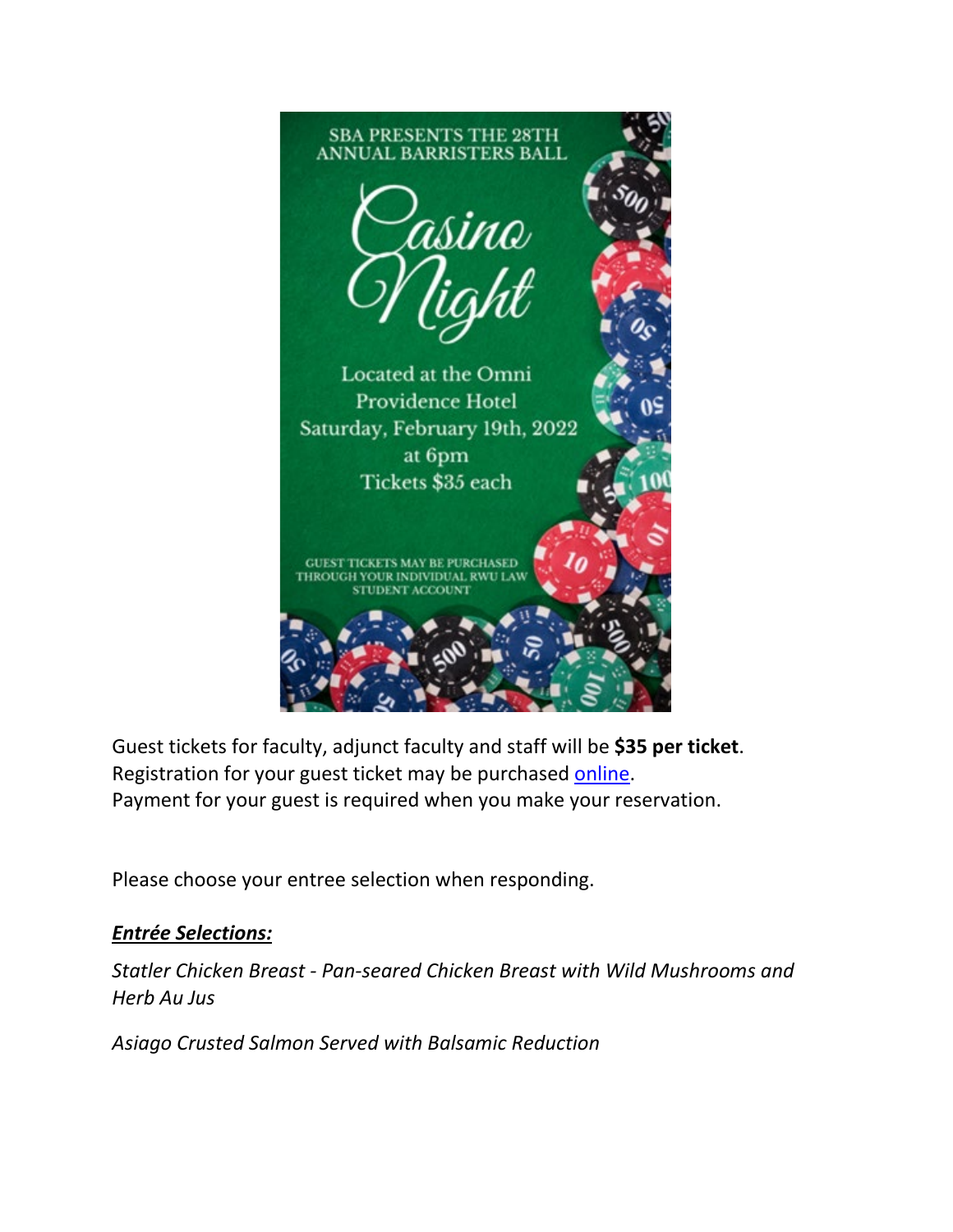SBA PRESENTS THE 28TH ANNUAL BARRISTERS BALL

# Casino Night

Located at the Omni Providence Hotel
Saturday, February 19th, 2022
at 6pm
Tickets $35 each

GUEST TICKETS MAY BE PURCHASED THROUGH YOUR INDIVIDUAL RWU LAW STUDENT ACCOUNT

Guest tickets for faculty, adjunct faculty and staff will be **$35 per ticket**.
Registration for your guest ticket may be purchased online.
Payment for your guest is required when you make your reservation.

Please choose your entree selection when responding.

***Entrée Selections:***

*Statler Chicken Breast - Pan-seared Chicken Breast with Wild Mushrooms and Herb Au Jus*

*Asiago Crusted Salmon Served with Balsamic Reduction*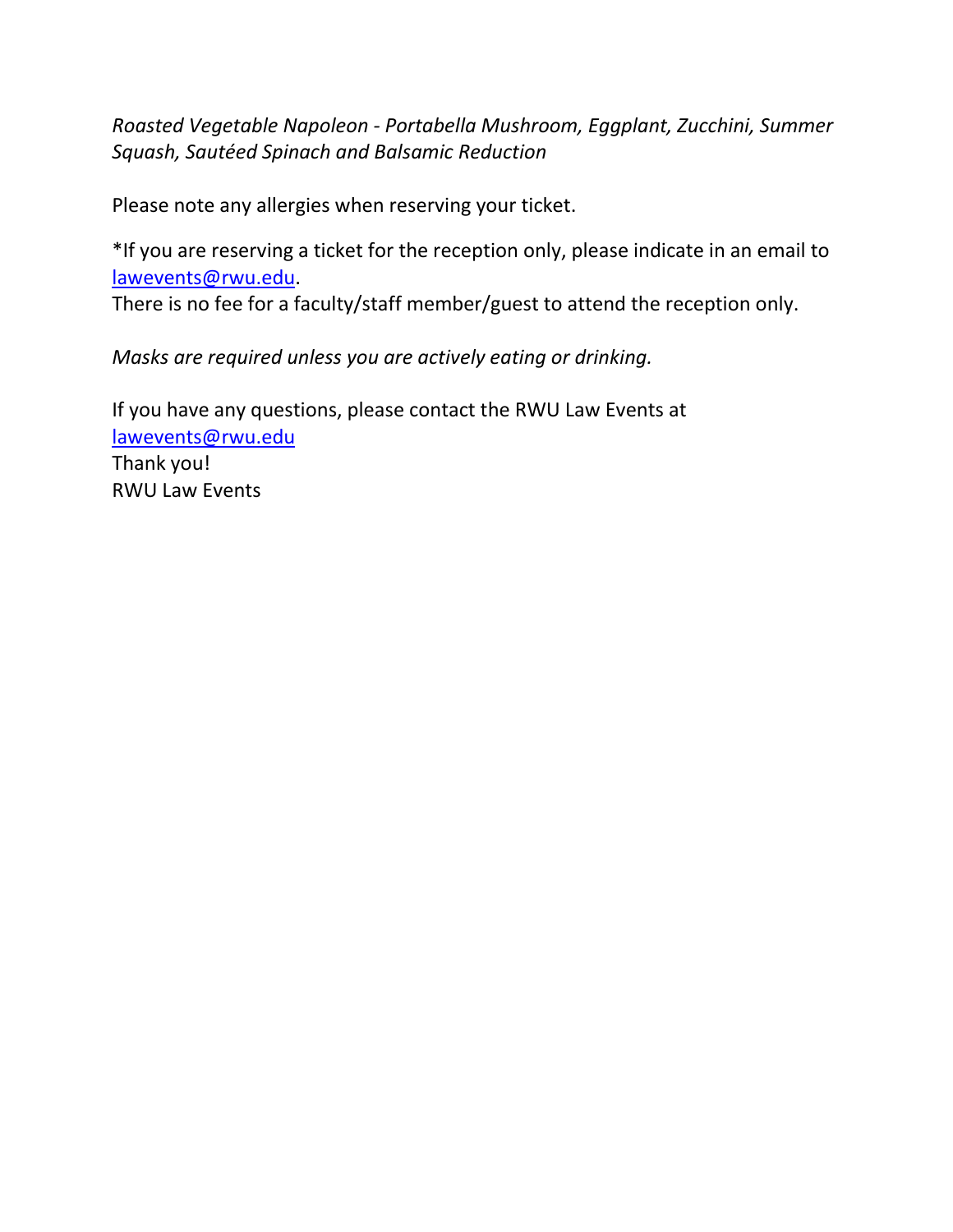*Roasted Vegetable Napoleon - Portabella Mushroom, Eggplant, Zucchini, Summer Squash, Sautéed Spinach and Balsamic Reduction*

Please note any allergies when reserving your ticket.

*If you are reserving a ticket for the reception only, please indicate in an email to lawevents@rwu.edu.
There is no fee for a faculty/staff member/guest to attend the reception only.

*Masks are required unless you are actively eating or drinking.*

If you have any questions, please contact the RWU Law Events at lawevents@rwu.edu
Thank you!
RWU Law Events